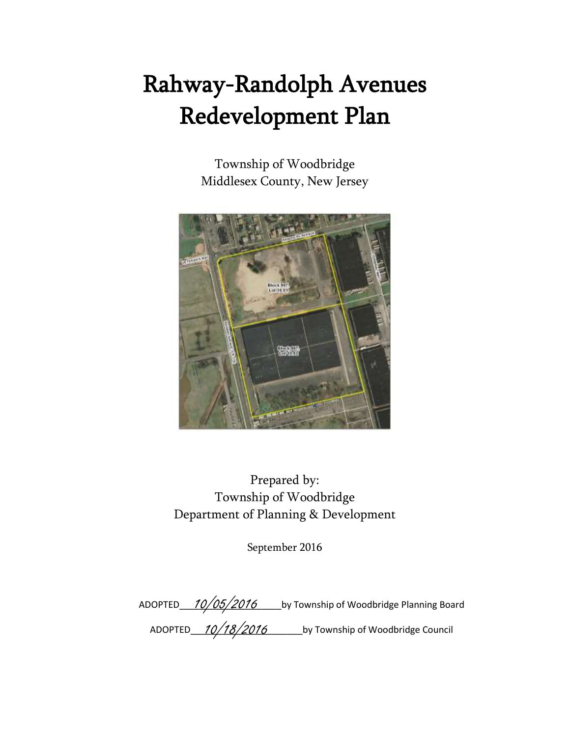# Rahway-Randolph Avenues Redevelopment Plan

Township of Woodbridge
Middlesex County, New Jersey

Prepared by:
Township of Woodbridge
Department of Planning & Development

September 2016

ADOPTED 10/05/2016 by Township of Woodbridge Planning Board

ADOPTED 10/18/2016 by Township of Woodbridge Council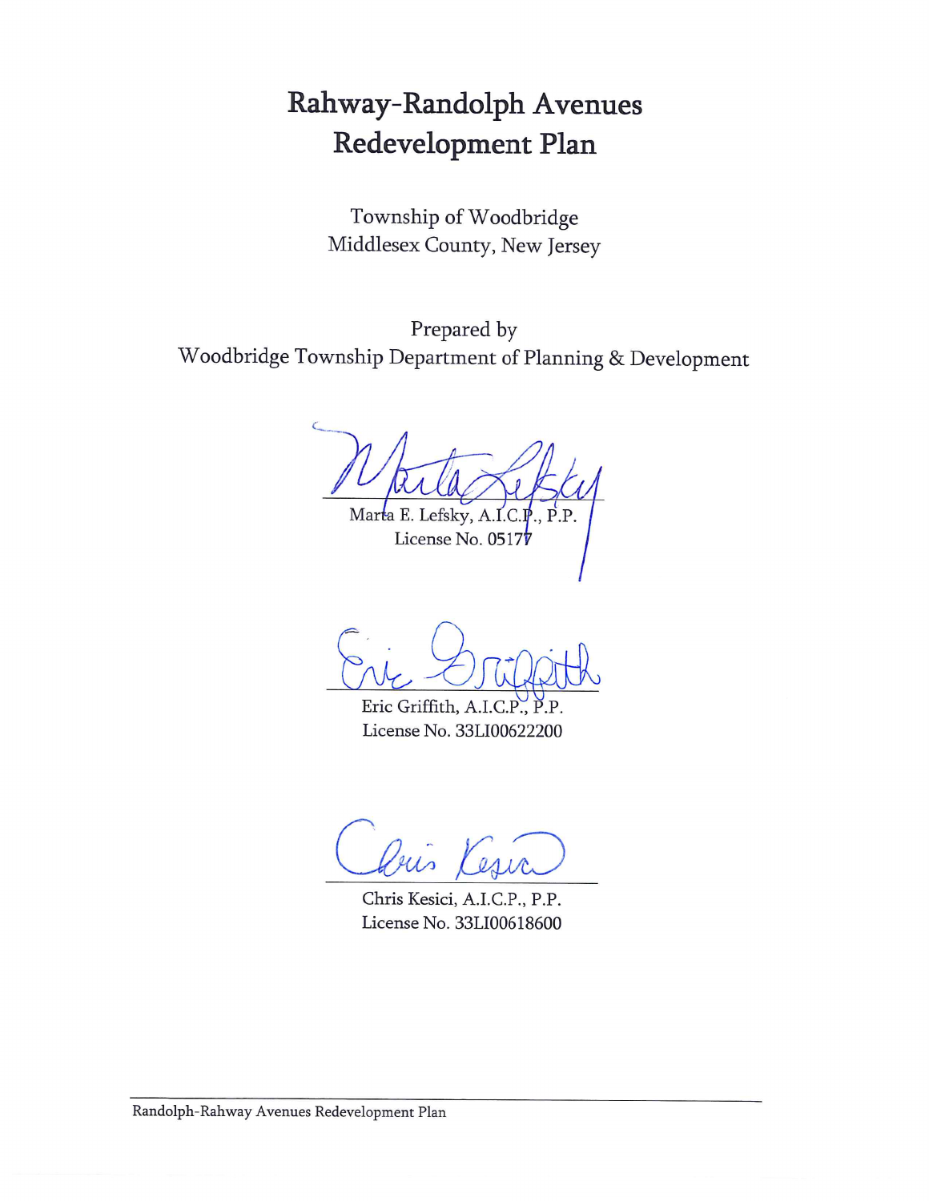# Rahway-Randolph Avenues Redevelopment Plan

Township of Woodbridge
Middlesex County, New Jersey

Prepared by
Woodbridge Township Department of Planning & Development

Marta E. Lefsky, A.I.C.P., P.P.
License No. 05177

Eric Griffith, A.I.C.P., P.P.
License No. 33LI00622200

Chris Kesici, A.I.C.P., P.P.
License No. 33LI00618600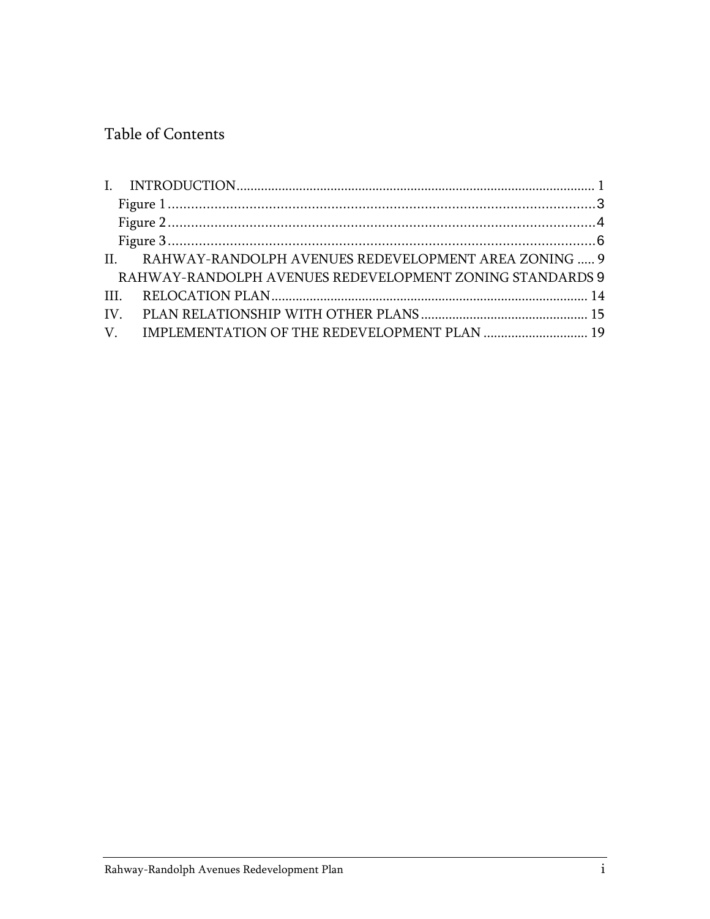# Table of Contents

I. INTRODUCTION ..................................................................................................... 1

  Figure 1 ............................................................................................................ 3

  Figure 2 ............................................................................................................ 4

  Figure 3 ............................................................................................................ 6

II. RAHWAY-RANDOLPH AVENUES REDEVELOPMENT AREA ZONING ..... 9

  RAHWAY-RANDOLPH AVENUES REDEVELOPMENT ZONING STANDARDS 9

III. RELOCATION PLAN ......................................................................................... 14

IV. PLAN RELATIONSHIP WITH OTHER PLANS ............................................... 15

V. IMPLEMENTATION OF THE REDEVELOPMENT PLAN ............................. 19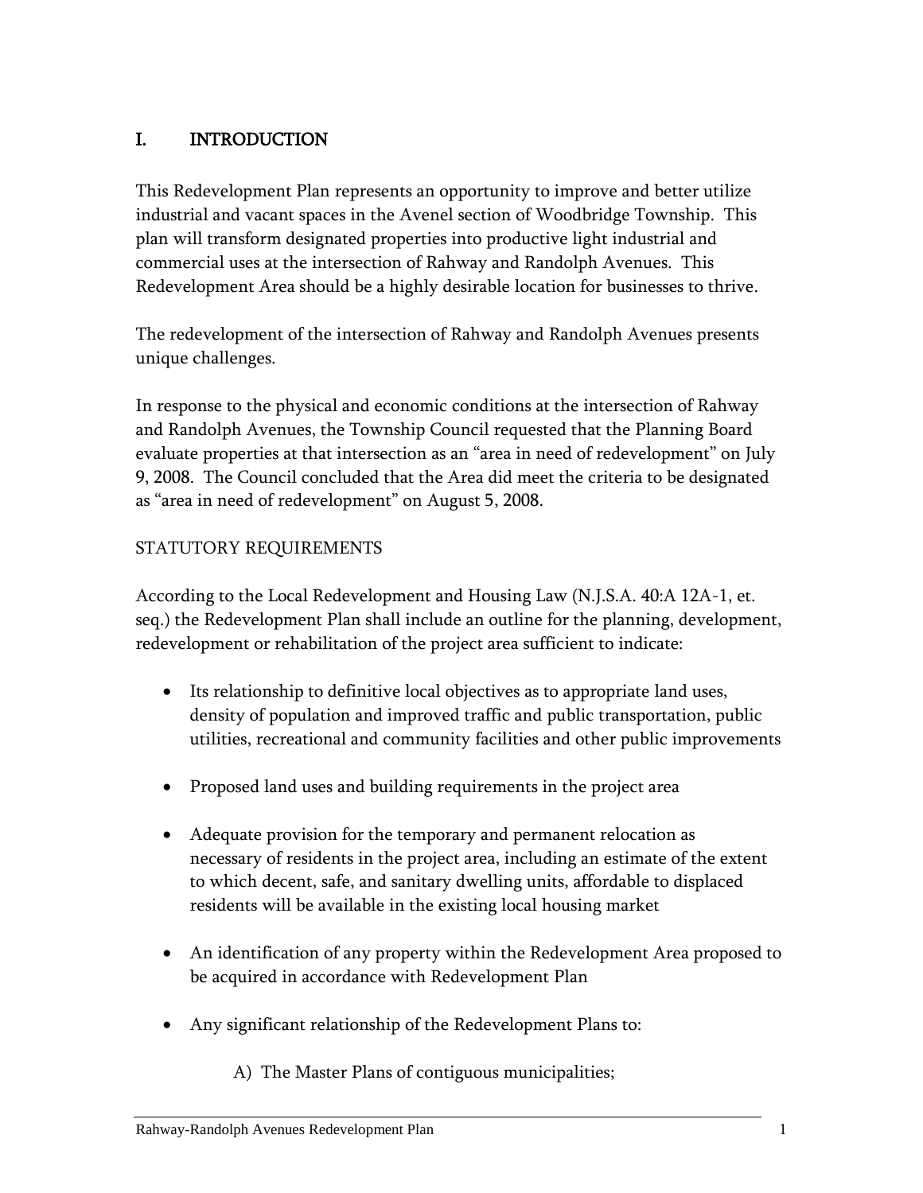# I. INTRODUCTION

This Redevelopment Plan represents an opportunity to improve and better utilize industrial and vacant spaces in the Avenel section of Woodbridge Township. This plan will transform designated properties into productive light industrial and commercial uses at the intersection of Rahway and Randolph Avenues. This Redevelopment Area should be a highly desirable location for businesses to thrive.

The redevelopment of the intersection of Rahway and Randolph Avenues presents unique challenges.

In response to the physical and economic conditions at the intersection of Rahway and Randolph Avenues, the Township Council requested that the Planning Board evaluate properties at that intersection as an "area in need of redevelopment" on July 9, 2008. The Council concluded that the Area did meet the criteria to be designated as "area in need of redevelopment" on August 5, 2008.

STATUTORY REQUIREMENTS

According to the Local Redevelopment and Housing Law (N.J.S.A. 40:A 12A-1, et. seq.) the Redevelopment Plan shall include an outline for the planning, development, redevelopment or rehabilitation of the project area sufficient to indicate:

- Its relationship to definitive local objectives as to appropriate land uses, density of population and improved traffic and public transportation, public utilities, recreational and community facilities and other public improvements
- Proposed land uses and building requirements in the project area
- Adequate provision for the temporary and permanent relocation as necessary of residents in the project area, including an estimate of the extent to which decent, safe, and sanitary dwelling units, affordable to displaced residents will be available in the existing local housing market
- An identification of any property within the Redevelopment Area proposed to be acquired in accordance with Redevelopment Plan
- Any significant relationship of the Redevelopment Plans to:

  A) The Master Plans of contiguous municipalities;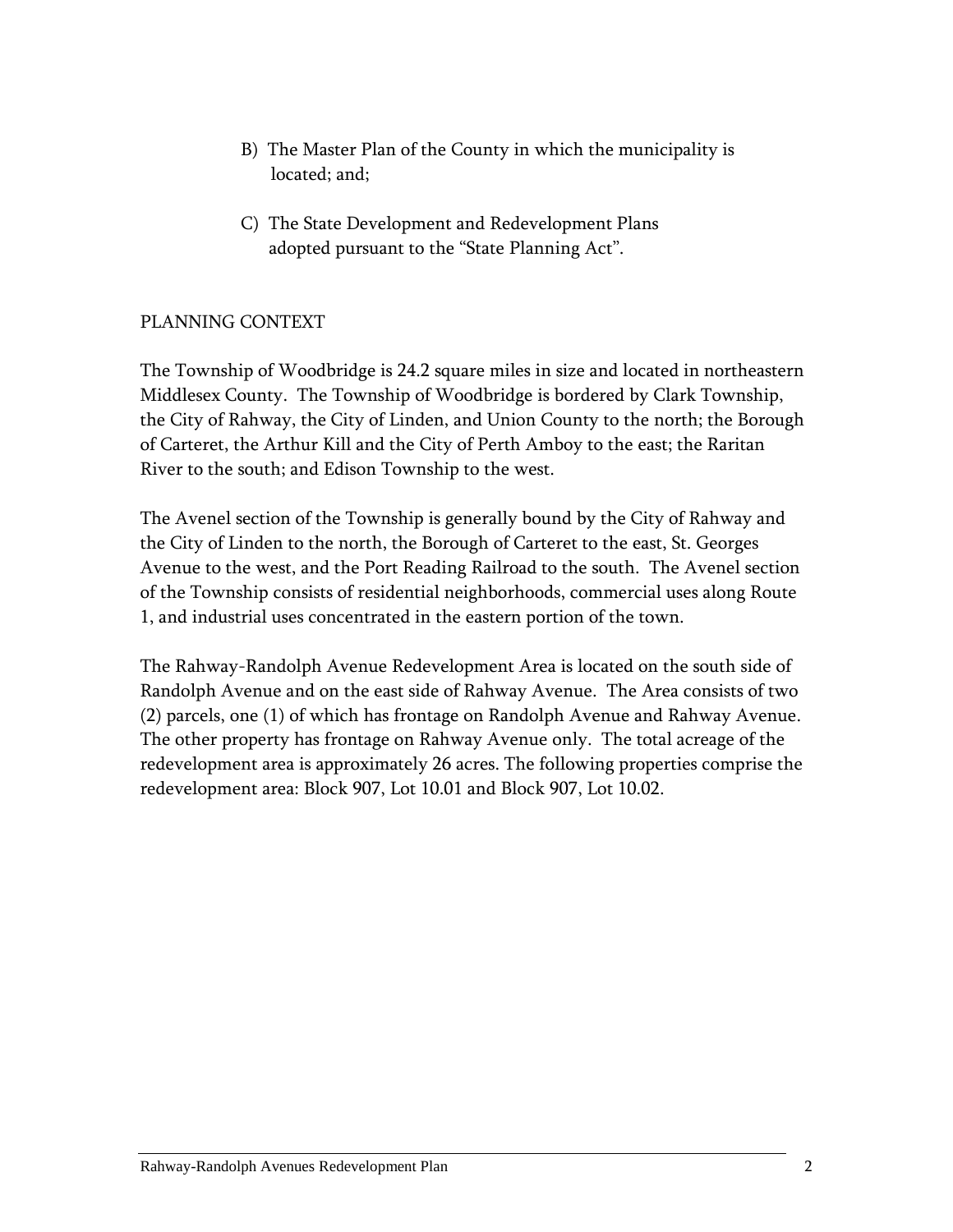B) The Master Plan of the County in which the municipality is located; and;

C) The State Development and Redevelopment Plans adopted pursuant to the "State Planning Act".

## PLANNING CONTEXT

The Township of Woodbridge is 24.2 square miles in size and located in northeastern Middlesex County. The Township of Woodbridge is bordered by Clark Township, the City of Rahway, the City of Linden, and Union County to the north; the Borough of Carteret, the Arthur Kill and the City of Perth Amboy to the east; the Raritan River to the south; and Edison Township to the west.

The Avenel section of the Township is generally bound by the City of Rahway and the City of Linden to the north, the Borough of Carteret to the east, St. Georges Avenue to the west, and the Port Reading Railroad to the south. The Avenel section of the Township consists of residential neighborhoods, commercial uses along Route 1, and industrial uses concentrated in the eastern portion of the town.

The Rahway-Randolph Avenue Redevelopment Area is located on the south side of Randolph Avenue and on the east side of Rahway Avenue. The Area consists of two (2) parcels, one (1) of which has frontage on Randolph Avenue and Rahway Avenue. The other property has frontage on Rahway Avenue only. The total acreage of the redevelopment area is approximately 26 acres. The following properties comprise the redevelopment area: Block 907, Lot 10.01 and Block 907, Lot 10.02.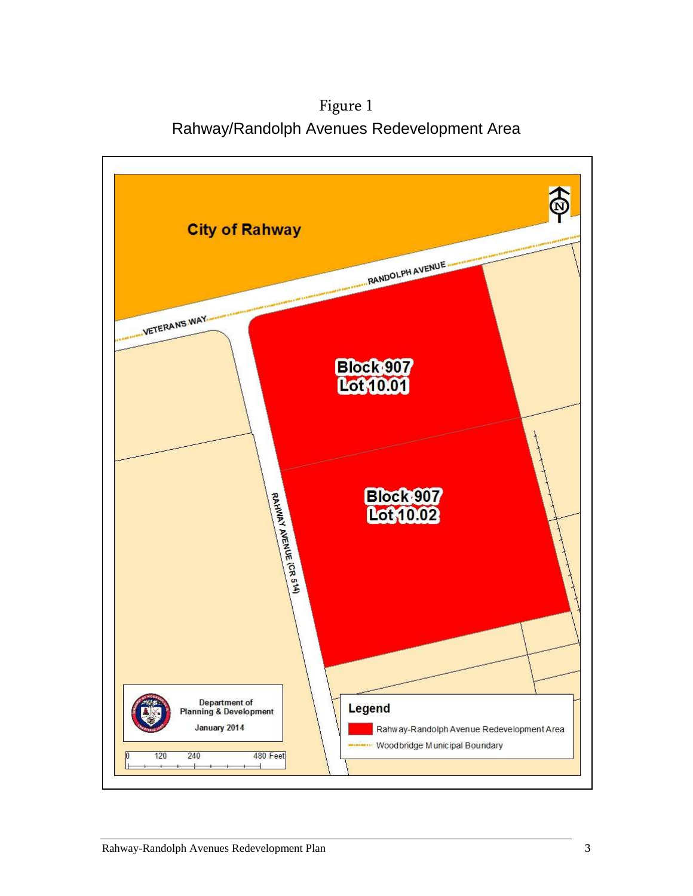Figure 1

Rahway/Randolph Avenues Redevelopment Area

City of Rahway

RANDOLPH AVENUE

VETERANS WAY

Block 907
Lot 10.01

Block 907
Lot 10.02

RAHWAY AVENUE (CR 514)

Department of Planning & Development

January 2014

0 120 240 480 Feet

Legend

Rahway-Randolph Avenue Redevelopment Area

Woodbridge Municipal Boundary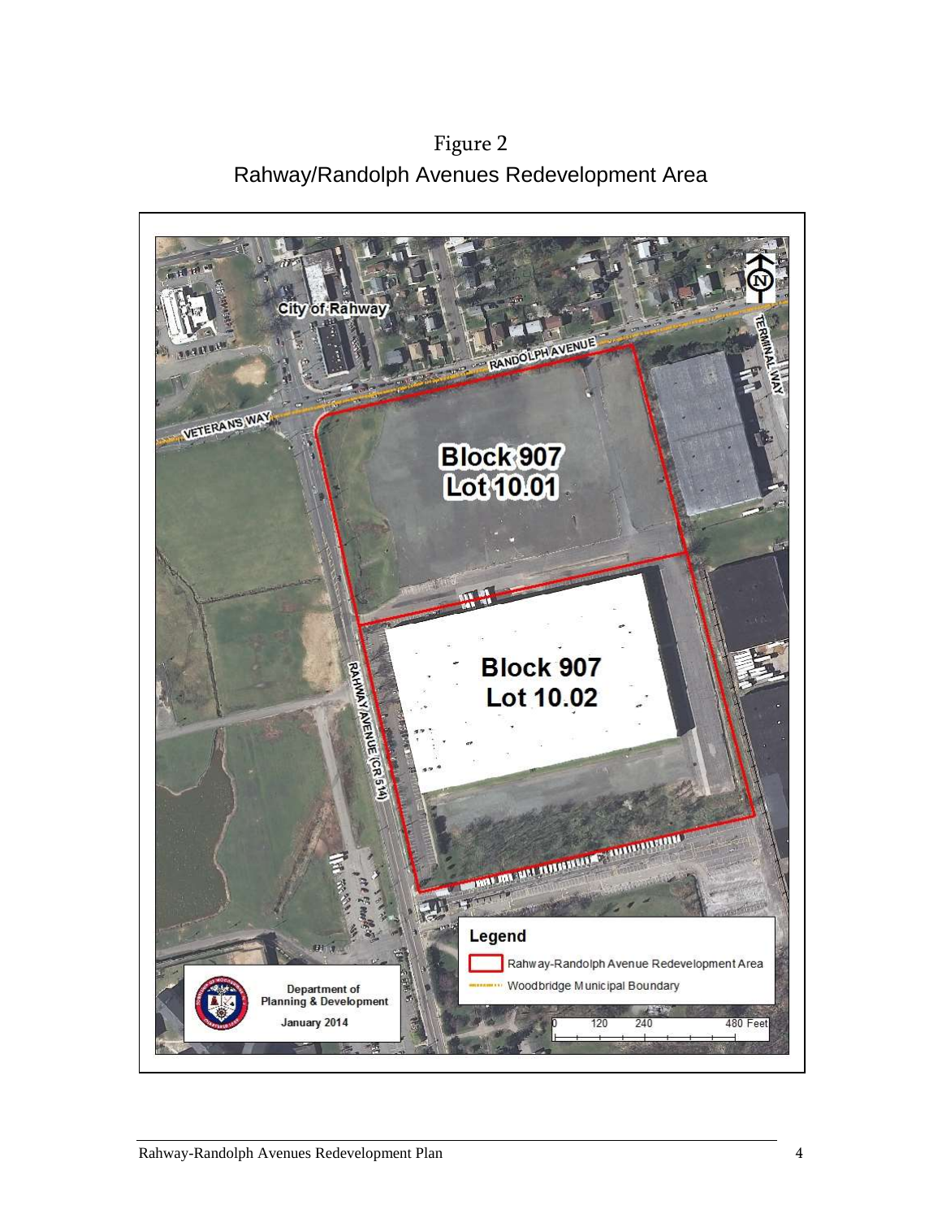Figure 2

Rahway/Randolph Avenues Redevelopment Area

City of Rahway

RANDOLPH AVENUE

TERMINAL WAY

VETERANS WAY

Block 907
Lot 10.01

Block 907
Lot 10.02

RAHWAY AVENUE (CR 514)

Legend

Rahway-Randolph Avenue Redevelopment Area

Woodbridge Municipal Boundary

0 120 240 480 Feet

Department of Planning & Development

January 2014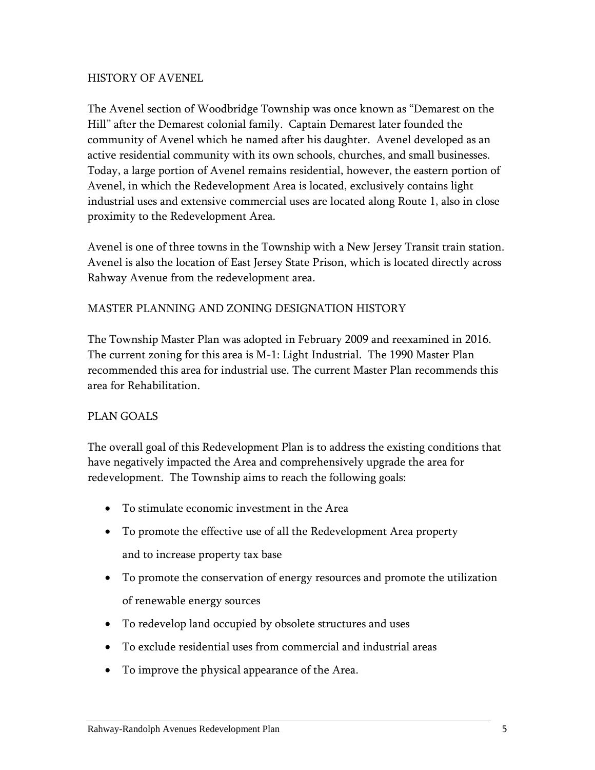## HISTORY OF AVENEL

The Avenel section of Woodbridge Township was once known as "Demarest on the Hill" after the Demarest colonial family. Captain Demarest later founded the community of Avenel which he named after his daughter. Avenel developed as an active residential community with its own schools, churches, and small businesses. Today, a large portion of Avenel remains residential, however, the eastern portion of Avenel, in which the Redevelopment Area is located, exclusively contains light industrial uses and extensive commercial uses are located along Route 1, also in close proximity to the Redevelopment Area.

Avenel is one of three towns in the Township with a New Jersey Transit train station. Avenel is also the location of East Jersey State Prison, which is located directly across Rahway Avenue from the redevelopment area.

## MASTER PLANNING AND ZONING DESIGNATION HISTORY

The Township Master Plan was adopted in February 2009 and reexamined in 2016. The current zoning for this area is M-1: Light Industrial. The 1990 Master Plan recommended this area for industrial use. The current Master Plan recommends this area for Rehabilitation.

## PLAN GOALS

The overall goal of this Redevelopment Plan is to address the existing conditions that have negatively impacted the Area and comprehensively upgrade the area for redevelopment. The Township aims to reach the following goals:

- To stimulate economic investment in the Area
- To promote the effective use of all the Redevelopment Area property and to increase property tax base
- To promote the conservation of energy resources and promote the utilization of renewable energy sources
- To redevelop land occupied by obsolete structures and uses
- To exclude residential uses from commercial and industrial areas
- To improve the physical appearance of the Area.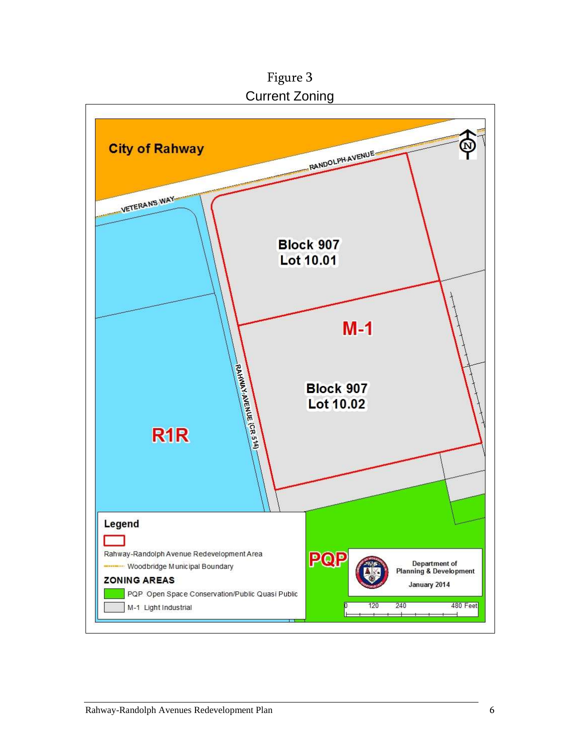# Figure 3
## Current Zoning

City of Rahway

RANDOLPH AVENUE

VETERAN'S WAY

Block 907
Lot 10.01

M-1

Block 907
Lot 10.02

RAHWAY AVENUE (CR 514)

R1R

PQP

**Legend**

Rahway-Randolph Avenue Redevelopment Area

Woodbridge Municipal Boundary

**ZONING AREAS**

PQP Open Space Conservation/Public Quasi Public

M-1 Light Industrial

Department of Planning & Development

January 2014

0 120 240 480 Feet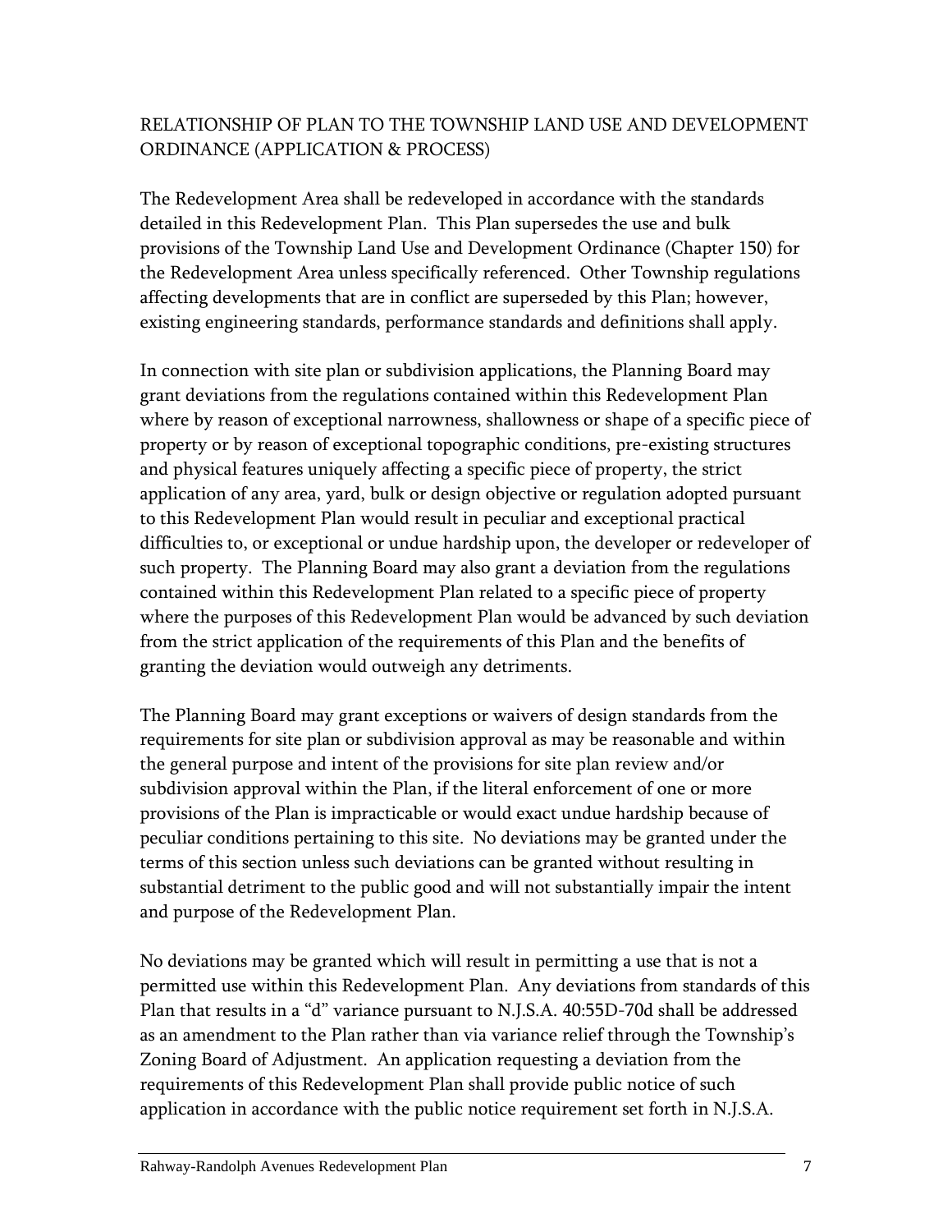## RELATIONSHIP OF PLAN TO THE TOWNSHIP LAND USE AND DEVELOPMENT ORDINANCE (APPLICATION & PROCESS)

The Redevelopment Area shall be redeveloped in accordance with the standards detailed in this Redevelopment Plan. This Plan supersedes the use and bulk provisions of the Township Land Use and Development Ordinance (Chapter 150) for the Redevelopment Area unless specifically referenced. Other Township regulations affecting developments that are in conflict are superseded by this Plan; however, existing engineering standards, performance standards and definitions shall apply.

In connection with site plan or subdivision applications, the Planning Board may grant deviations from the regulations contained within this Redevelopment Plan where by reason of exceptional narrowness, shallowness or shape of a specific piece of property or by reason of exceptional topographic conditions, pre-existing structures and physical features uniquely affecting a specific piece of property, the strict application of any area, yard, bulk or design objective or regulation adopted pursuant to this Redevelopment Plan would result in peculiar and exceptional practical difficulties to, or exceptional or undue hardship upon, the developer or redeveloper of such property. The Planning Board may also grant a deviation from the regulations contained within this Redevelopment Plan related to a specific piece of property where the purposes of this Redevelopment Plan would be advanced by such deviation from the strict application of the requirements of this Plan and the benefits of granting the deviation would outweigh any detriments.

The Planning Board may grant exceptions or waivers of design standards from the requirements for site plan or subdivision approval as may be reasonable and within the general purpose and intent of the provisions for site plan review and/or subdivision approval within the Plan, if the literal enforcement of one or more provisions of the Plan is impracticable or would exact undue hardship because of peculiar conditions pertaining to this site. No deviations may be granted under the terms of this section unless such deviations can be granted without resulting in substantial detriment to the public good and will not substantially impair the intent and purpose of the Redevelopment Plan.

No deviations may be granted which will result in permitting a use that is not a permitted use within this Redevelopment Plan. Any deviations from standards of this Plan that results in a "d" variance pursuant to N.J.S.A. 40:55D-70d shall be addressed as an amendment to the Plan rather than via variance relief through the Township's Zoning Board of Adjustment. An application requesting a deviation from the requirements of this Redevelopment Plan shall provide public notice of such application in accordance with the public notice requirement set forth in N.J.S.A.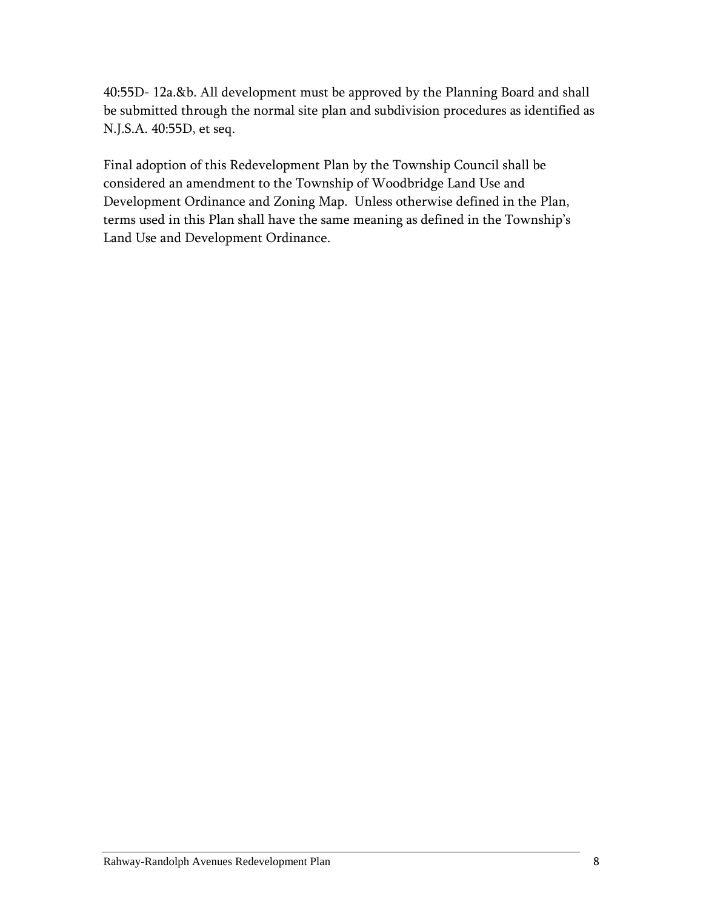40:55D- 12a.&b. All development must be approved by the Planning Board and shall be submitted through the normal site plan and subdivision procedures as identified as N.J.S.A. 40:55D, et seq.

Final adoption of this Redevelopment Plan by the Township Council shall be considered an amendment to the Township of Woodbridge Land Use and Development Ordinance and Zoning Map. Unless otherwise defined in the Plan, terms used in this Plan shall have the same meaning as defined in the Township's Land Use and Development Ordinance.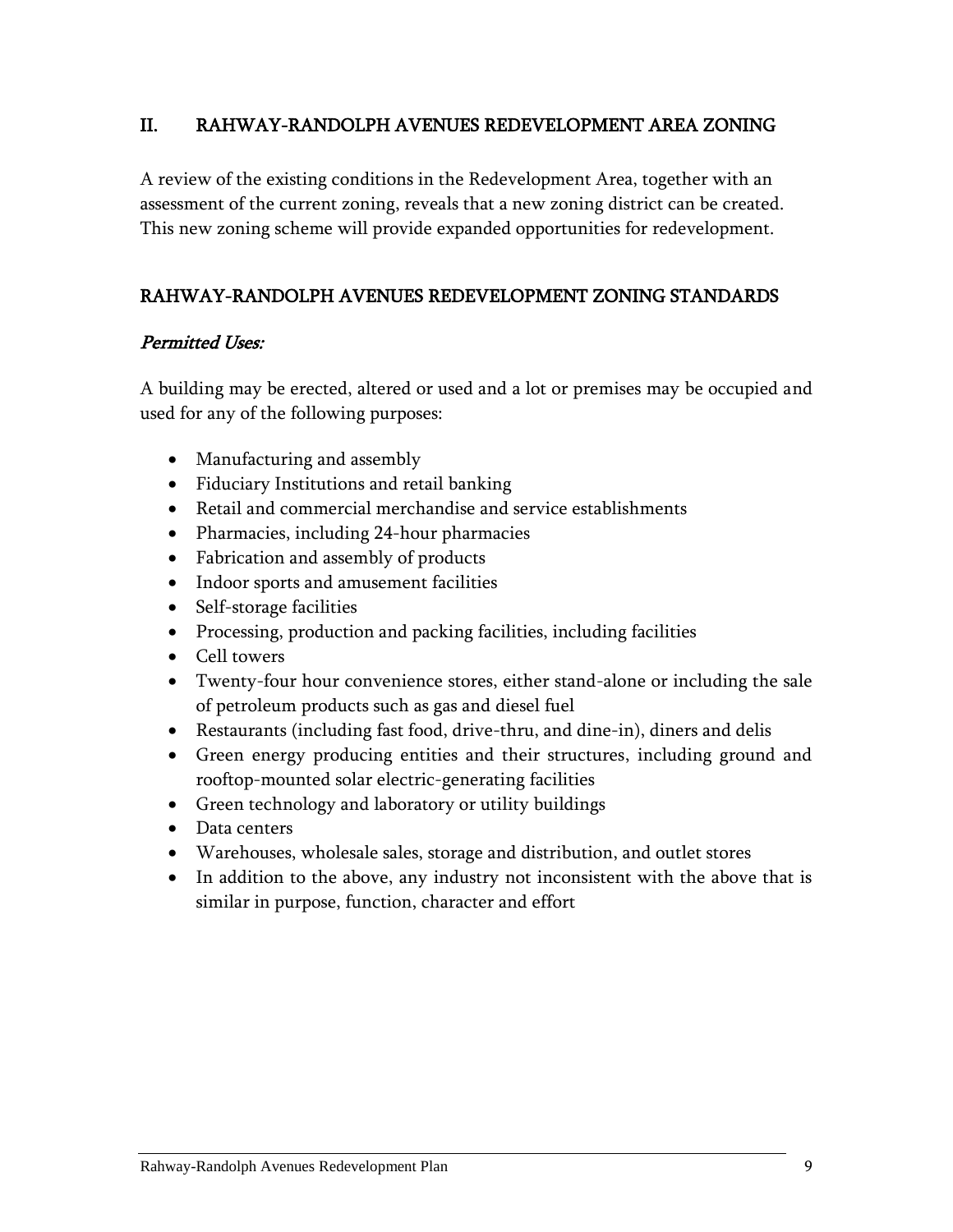## II. RAHWAY-RANDOLPH AVENUES REDEVELOPMENT AREA ZONING

A review of the existing conditions in the Redevelopment Area, together with an assessment of the current zoning, reveals that a new zoning district can be created. This new zoning scheme will provide expanded opportunities for redevelopment.

### RAHWAY-RANDOLPH AVENUES REDEVELOPMENT ZONING STANDARDS

#### *Permitted Uses:*

A building may be erected, altered or used and a lot or premises may be occupied and used for any of the following purposes:

- Manufacturing and assembly
- Fiduciary Institutions and retail banking
- Retail and commercial merchandise and service establishments
- Pharmacies, including 24-hour pharmacies
- Fabrication and assembly of products
- Indoor sports and amusement facilities
- Self-storage facilities
- Processing, production and packing facilities, including facilities
- Cell towers
- Twenty-four hour convenience stores, either stand-alone or including the sale of petroleum products such as gas and diesel fuel
- Restaurants (including fast food, drive-thru, and dine-in), diners and delis
- Green energy producing entities and their structures, including ground and rooftop-mounted solar electric-generating facilities
- Green technology and laboratory or utility buildings
- Data centers
- Warehouses, wholesale sales, storage and distribution, and outlet stores
- In addition to the above, any industry not inconsistent with the above that is similar in purpose, function, character and effort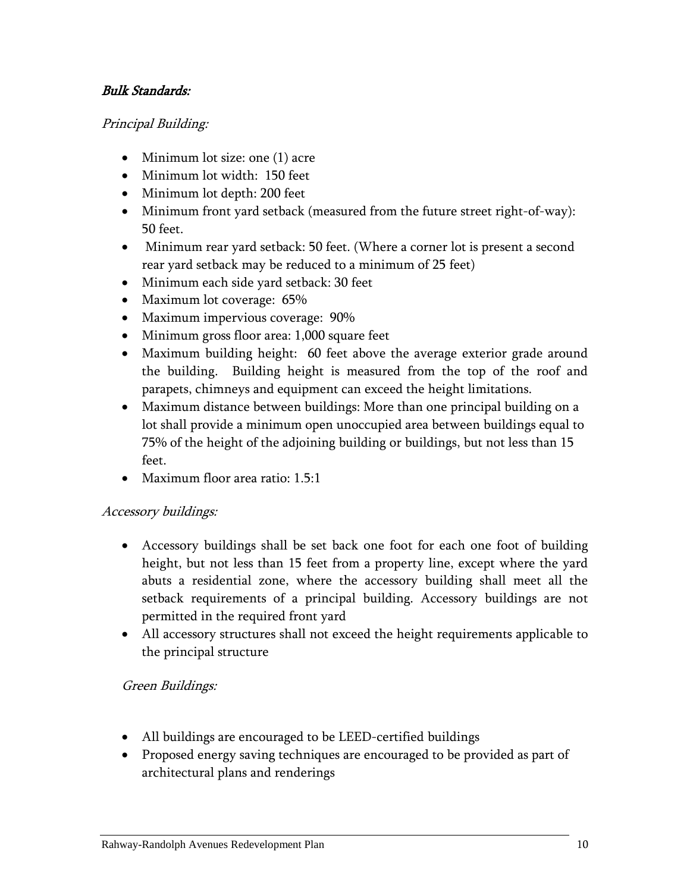***Bulk Standards:***

*Principal Building:*

- Minimum lot size: one (1) acre
- Minimum lot width: 150 feet
- Minimum lot depth: 200 feet
- Minimum front yard setback (measured from the future street right-of-way): 50 feet.
- Minimum rear yard setback: 50 feet. (Where a corner lot is present a second rear yard setback may be reduced to a minimum of 25 feet)
- Minimum each side yard setback: 30 feet
- Maximum lot coverage: 65%
- Maximum impervious coverage: 90%
- Minimum gross floor area: 1,000 square feet
- Maximum building height: 60 feet above the average exterior grade around the building. Building height is measured from the top of the roof and parapets, chimneys and equipment can exceed the height limitations.
- Maximum distance between buildings: More than one principal building on a lot shall provide a minimum open unoccupied area between buildings equal to 75% of the height of the adjoining building or buildings, but not less than 15 feet.
- Maximum floor area ratio: 1.5:1

*Accessory buildings:*

- Accessory buildings shall be set back one foot for each one foot of building height, but not less than 15 feet from a property line, except where the yard abuts a residential zone, where the accessory building shall meet all the setback requirements of a principal building. Accessory buildings are not permitted in the required front yard
- All accessory structures shall not exceed the height requirements applicable to the principal structure

*Green Buildings:*

- All buildings are encouraged to be LEED-certified buildings
- Proposed energy saving techniques are encouraged to be provided as part of architectural plans and renderings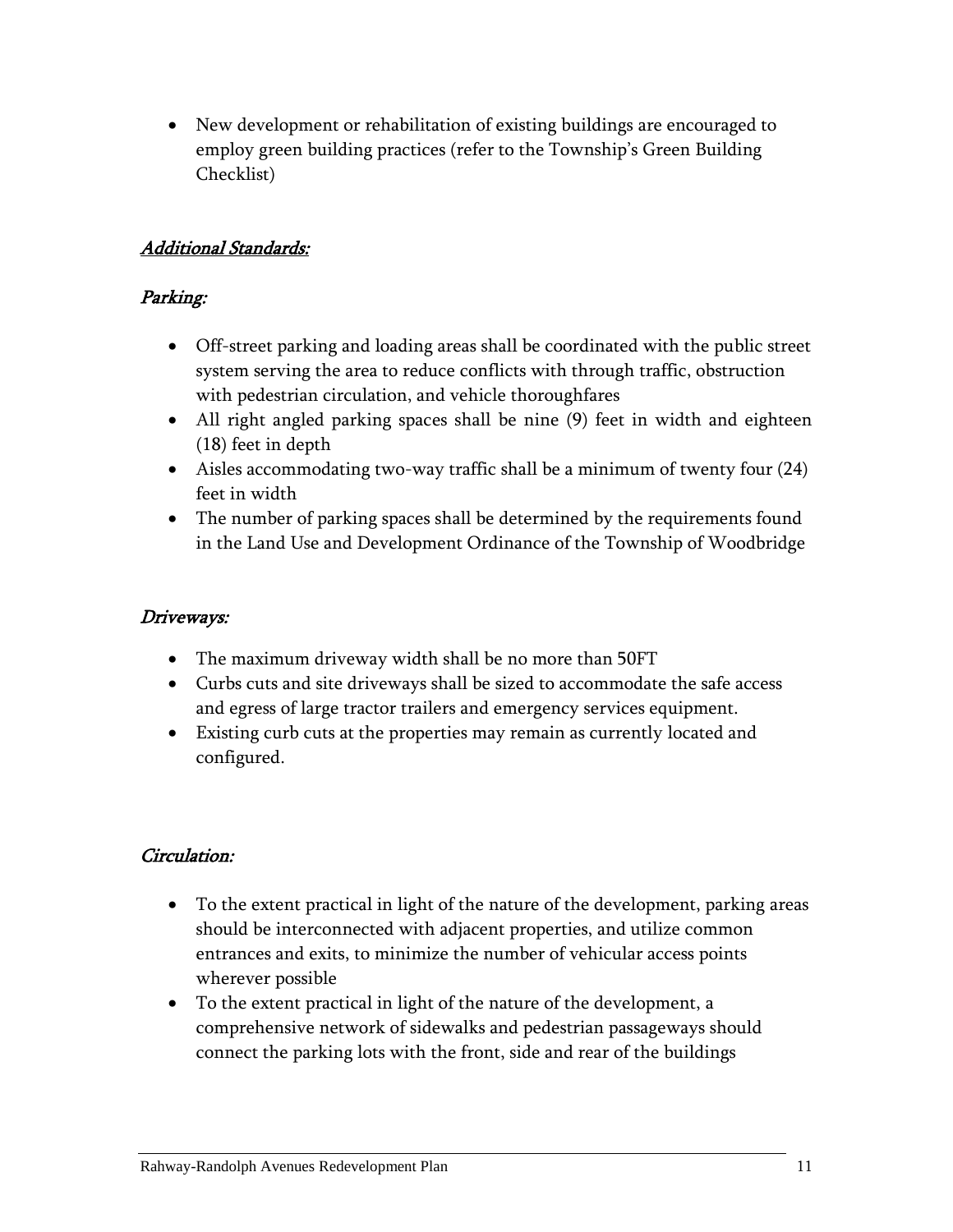- New development or rehabilitation of existing buildings are encouraged to employ green building practices (refer to the Township's Green Building Checklist)

### *Additional Standards:*

### *Parking:*

- Off-street parking and loading areas shall be coordinated with the public street system serving the area to reduce conflicts with through traffic, obstruction with pedestrian circulation, and vehicle thoroughfares
- All right angled parking spaces shall be nine (9) feet in width and eighteen (18) feet in depth
- Aisles accommodating two-way traffic shall be a minimum of twenty four (24) feet in width
- The number of parking spaces shall be determined by the requirements found in the Land Use and Development Ordinance of the Township of Woodbridge

### *Driveways:*

- The maximum driveway width shall be no more than 50FT
- Curbs cuts and site driveways shall be sized to accommodate the safe access and egress of large tractor trailers and emergency services equipment.
- Existing curb cuts at the properties may remain as currently located and configured.

### *Circulation:*

- To the extent practical in light of the nature of the development, parking areas should be interconnected with adjacent properties, and utilize common entrances and exits, to minimize the number of vehicular access points wherever possible
- To the extent practical in light of the nature of the development, a comprehensive network of sidewalks and pedestrian passageways should connect the parking lots with the front, side and rear of the buildings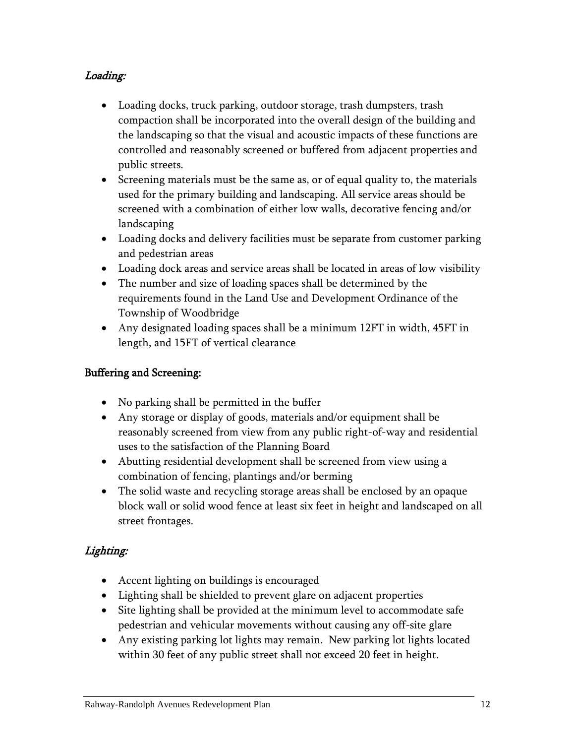*Loading:*

- Loading docks, truck parking, outdoor storage, trash dumpsters, trash compaction shall be incorporated into the overall design of the building and the landscaping so that the visual and acoustic impacts of these functions are controlled and reasonably screened or buffered from adjacent properties and public streets.
- Screening materials must be the same as, or of equal quality to, the materials used for the primary building and landscaping. All service areas should be screened with a combination of either low walls, decorative fencing and/or landscaping
- Loading docks and delivery facilities must be separate from customer parking and pedestrian areas
- Loading dock areas and service areas shall be located in areas of low visibility
- The number and size of loading spaces shall be determined by the requirements found in the Land Use and Development Ordinance of the Township of Woodbridge
- Any designated loading spaces shall be a minimum 12FT in width, 45FT in length, and 15FT of vertical clearance

**Buffering and Screening:**

- No parking shall be permitted in the buffer
- Any storage or display of goods, materials and/or equipment shall be reasonably screened from view from any public right-of-way and residential uses to the satisfaction of the Planning Board
- Abutting residential development shall be screened from view using a combination of fencing, plantings and/or berming
- The solid waste and recycling storage areas shall be enclosed by an opaque block wall or solid wood fence at least six feet in height and landscaped on all street frontages.

*Lighting:*

- Accent lighting on buildings is encouraged
- Lighting shall be shielded to prevent glare on adjacent properties
- Site lighting shall be provided at the minimum level to accommodate safe pedestrian and vehicular movements without causing any off-site glare
- Any existing parking lot lights may remain. New parking lot lights located within 30 feet of any public street shall not exceed 20 feet in height.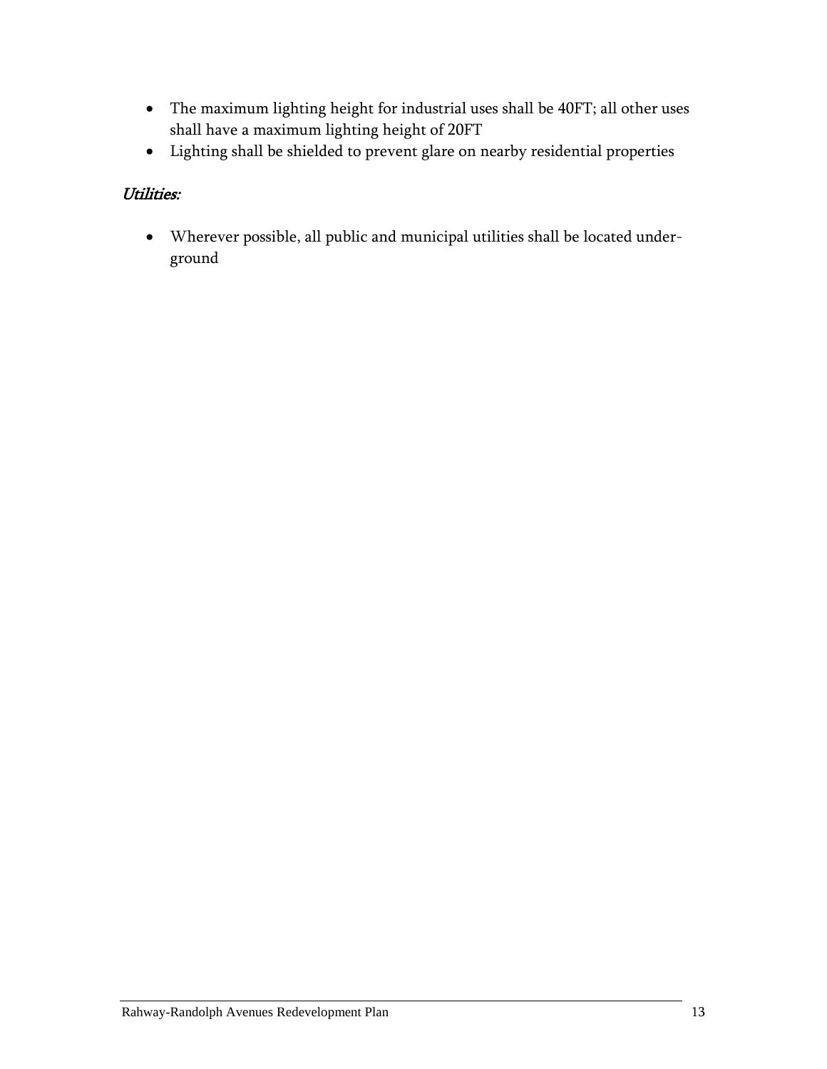- The maximum lighting height for industrial uses shall be 40FT; all other uses shall have a maximum lighting height of 20FT
- Lighting shall be shielded to prevent glare on nearby residential properties

*Utilities:*

- Wherever possible, all public and municipal utilities shall be located underground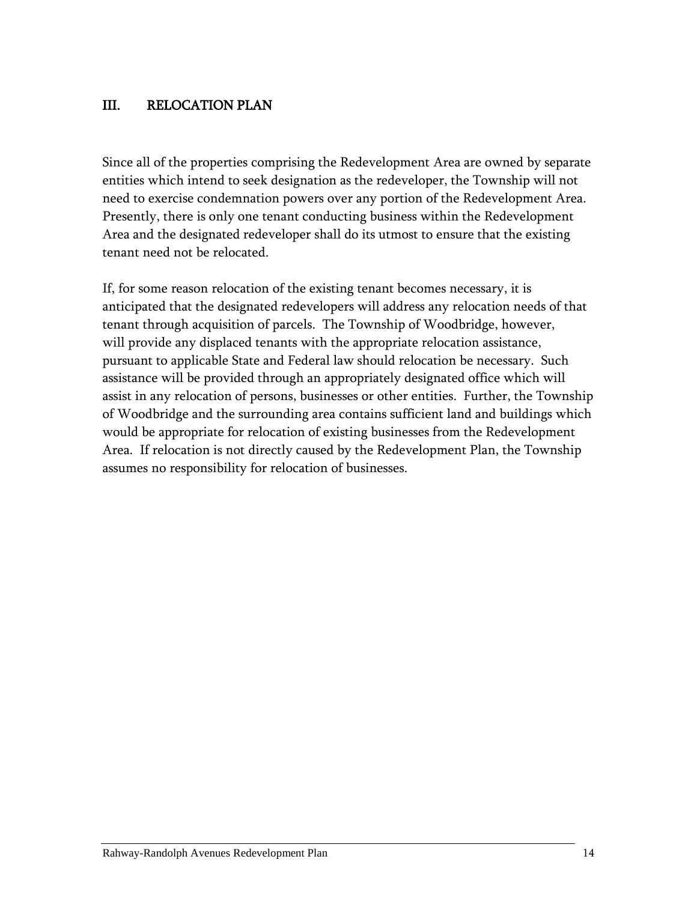## III. RELOCATION PLAN

Since all of the properties comprising the Redevelopment Area are owned by separate entities which intend to seek designation as the redeveloper, the Township will not need to exercise condemnation powers over any portion of the Redevelopment Area. Presently, there is only one tenant conducting business within the Redevelopment Area and the designated redeveloper shall do its utmost to ensure that the existing tenant need not be relocated.

If, for some reason relocation of the existing tenant becomes necessary, it is anticipated that the designated redevelopers will address any relocation needs of that tenant through acquisition of parcels. The Township of Woodbridge, however, will provide any displaced tenants with the appropriate relocation assistance, pursuant to applicable State and Federal law should relocation be necessary. Such assistance will be provided through an appropriately designated office which will assist in any relocation of persons, businesses or other entities. Further, the Township of Woodbridge and the surrounding area contains sufficient land and buildings which would be appropriate for relocation of existing businesses from the Redevelopment Area. If relocation is not directly caused by the Redevelopment Plan, the Township assumes no responsibility for relocation of businesses.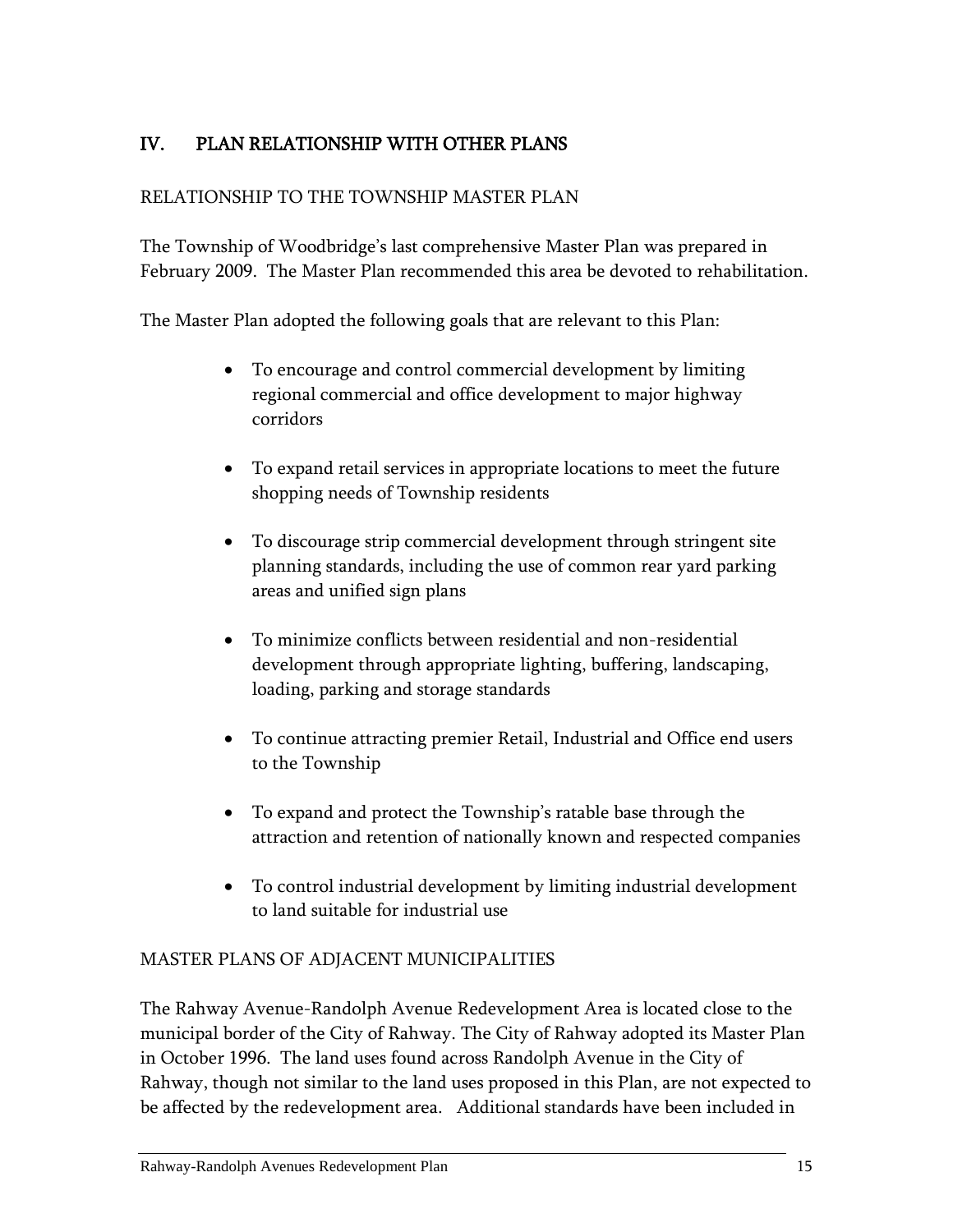## IV. PLAN RELATIONSHIP WITH OTHER PLANS

### RELATIONSHIP TO THE TOWNSHIP MASTER PLAN

The Township of Woodbridge's last comprehensive Master Plan was prepared in February 2009. The Master Plan recommended this area be devoted to rehabilitation.

The Master Plan adopted the following goals that are relevant to this Plan:

- To encourage and control commercial development by limiting regional commercial and office development to major highway corridors
- To expand retail services in appropriate locations to meet the future shopping needs of Township residents
- To discourage strip commercial development through stringent site planning standards, including the use of common rear yard parking areas and unified sign plans
- To minimize conflicts between residential and non-residential development through appropriate lighting, buffering, landscaping, loading, parking and storage standards
- To continue attracting premier Retail, Industrial and Office end users to the Township
- To expand and protect the Township's ratable base through the attraction and retention of nationally known and respected companies
- To control industrial development by limiting industrial development to land suitable for industrial use

### MASTER PLANS OF ADJACENT MUNICIPALITIES

The Rahway Avenue-Randolph Avenue Redevelopment Area is located close to the municipal border of the City of Rahway. The City of Rahway adopted its Master Plan in October 1996. The land uses found across Randolph Avenue in the City of Rahway, though not similar to the land uses proposed in this Plan, are not expected to be affected by the redevelopment area. Additional standards have been included in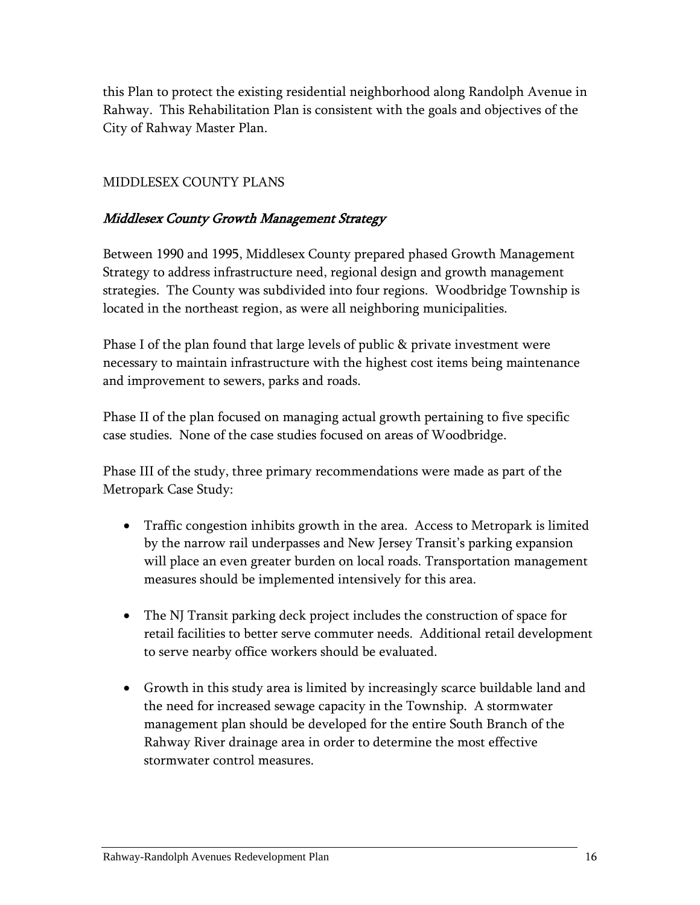this Plan to protect the existing residential neighborhood along Randolph Avenue in Rahway. This Rehabilitation Plan is consistent with the goals and objectives of the City of Rahway Master Plan.

MIDDLESEX COUNTY PLANS

### *Middlesex County Growth Management Strategy*

Between 1990 and 1995, Middlesex County prepared phased Growth Management Strategy to address infrastructure need, regional design and growth management strategies. The County was subdivided into four regions. Woodbridge Township is located in the northeast region, as were all neighboring municipalities.

Phase I of the plan found that large levels of public & private investment were necessary to maintain infrastructure with the highest cost items being maintenance and improvement to sewers, parks and roads.

Phase II of the plan focused on managing actual growth pertaining to five specific case studies. None of the case studies focused on areas of Woodbridge.

Phase III of the study, three primary recommendations were made as part of the Metropark Case Study:

- Traffic congestion inhibits growth in the area. Access to Metropark is limited by the narrow rail underpasses and New Jersey Transit's parking expansion will place an even greater burden on local roads. Transportation management measures should be implemented intensively for this area.
- The NJ Transit parking deck project includes the construction of space for retail facilities to better serve commuter needs. Additional retail development to serve nearby office workers should be evaluated.
- Growth in this study area is limited by increasingly scarce buildable land and the need for increased sewage capacity in the Township. A stormwater management plan should be developed for the entire South Branch of the Rahway River drainage area in order to determine the most effective stormwater control measures.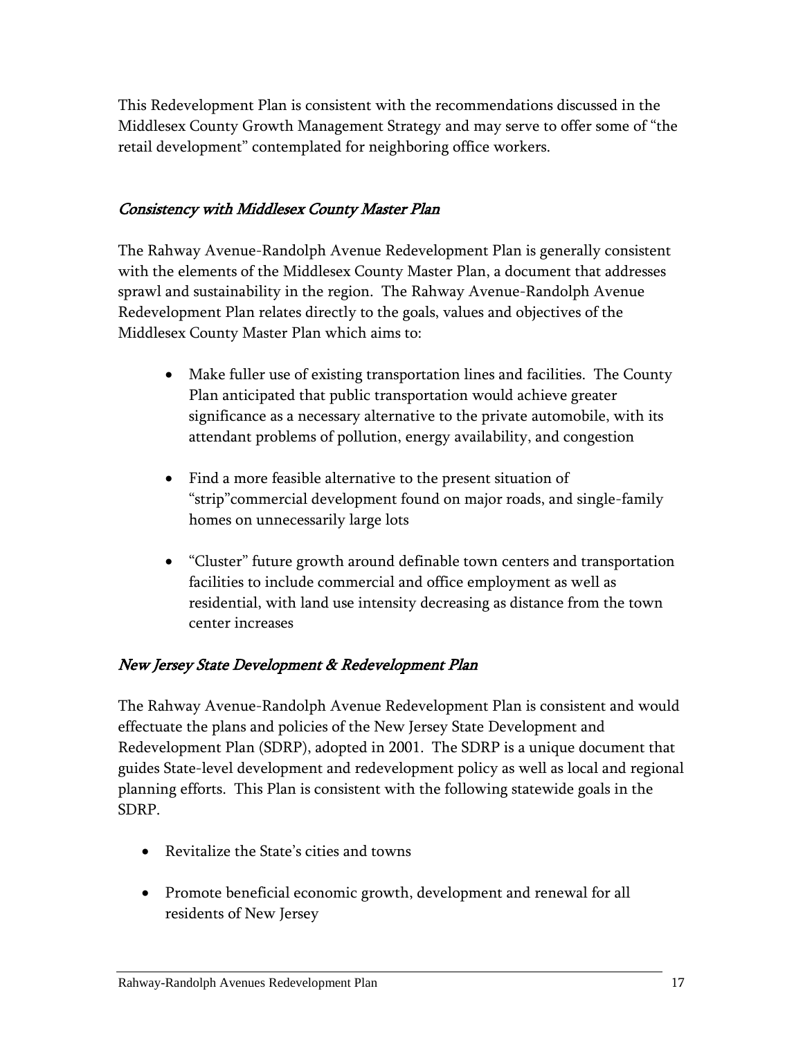This Redevelopment Plan is consistent with the recommendations discussed in the Middlesex County Growth Management Strategy and may serve to offer some of "the retail development" contemplated for neighboring office workers.

### *Consistency with Middlesex County Master Plan*

The Rahway Avenue-Randolph Avenue Redevelopment Plan is generally consistent with the elements of the Middlesex County Master Plan, a document that addresses sprawl and sustainability in the region. The Rahway Avenue-Randolph Avenue Redevelopment Plan relates directly to the goals, values and objectives of the Middlesex County Master Plan which aims to:

- Make fuller use of existing transportation lines and facilities. The County Plan anticipated that public transportation would achieve greater significance as a necessary alternative to the private automobile, with its attendant problems of pollution, energy availability, and congestion
- Find a more feasible alternative to the present situation of "strip"commercial development found on major roads, and single-family homes on unnecessarily large lots
- "Cluster" future growth around definable town centers and transportation facilities to include commercial and office employment as well as residential, with land use intensity decreasing as distance from the town center increases

### *New Jersey State Development & Redevelopment Plan*

The Rahway Avenue-Randolph Avenue Redevelopment Plan is consistent and would effectuate the plans and policies of the New Jersey State Development and Redevelopment Plan (SDRP), adopted in 2001. The SDRP is a unique document that guides State-level development and redevelopment policy as well as local and regional planning efforts. This Plan is consistent with the following statewide goals in the SDRP.

- Revitalize the State's cities and towns
- Promote beneficial economic growth, development and renewal for all residents of New Jersey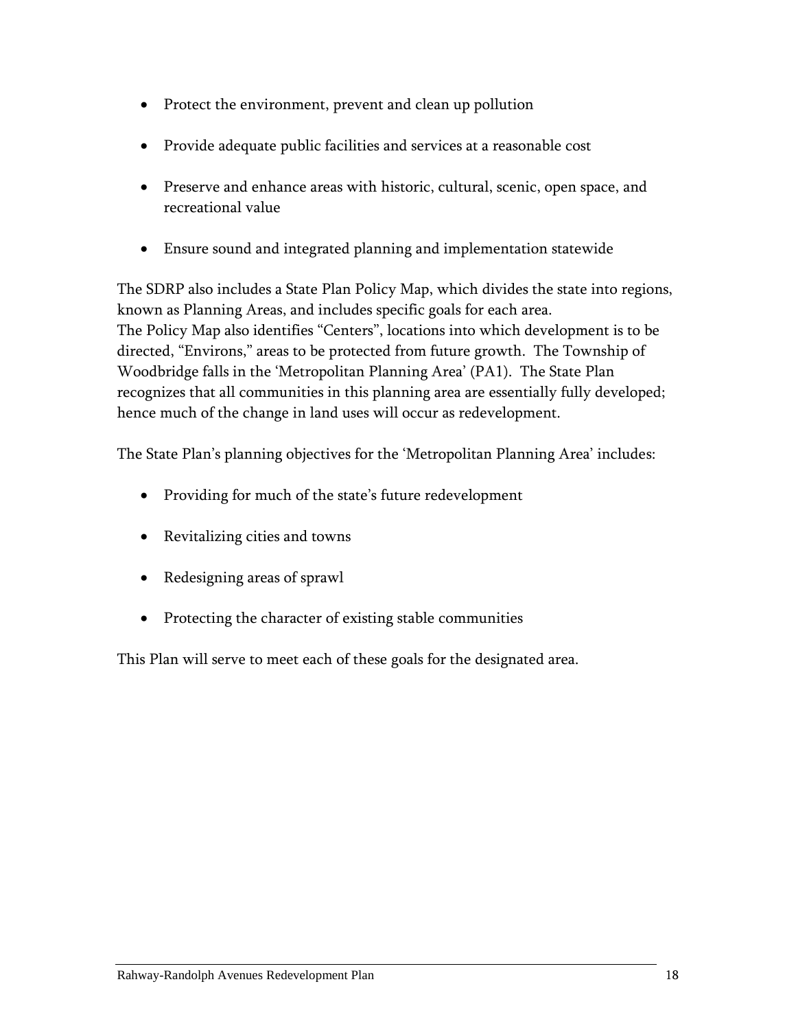- Protect the environment, prevent and clean up pollution
- Provide adequate public facilities and services at a reasonable cost
- Preserve and enhance areas with historic, cultural, scenic, open space, and recreational value
- Ensure sound and integrated planning and implementation statewide

The SDRP also includes a State Plan Policy Map, which divides the state into regions, known as Planning Areas, and includes specific goals for each area.
The Policy Map also identifies "Centers", locations into which development is to be directed, "Environs," areas to be protected from future growth. The Township of Woodbridge falls in the 'Metropolitan Planning Area' (PA1). The State Plan recognizes that all communities in this planning area are essentially fully developed; hence much of the change in land uses will occur as redevelopment.

The State Plan's planning objectives for the 'Metropolitan Planning Area' includes:

- Providing for much of the state's future redevelopment
- Revitalizing cities and towns
- Redesigning areas of sprawl
- Protecting the character of existing stable communities

This Plan will serve to meet each of these goals for the designated area.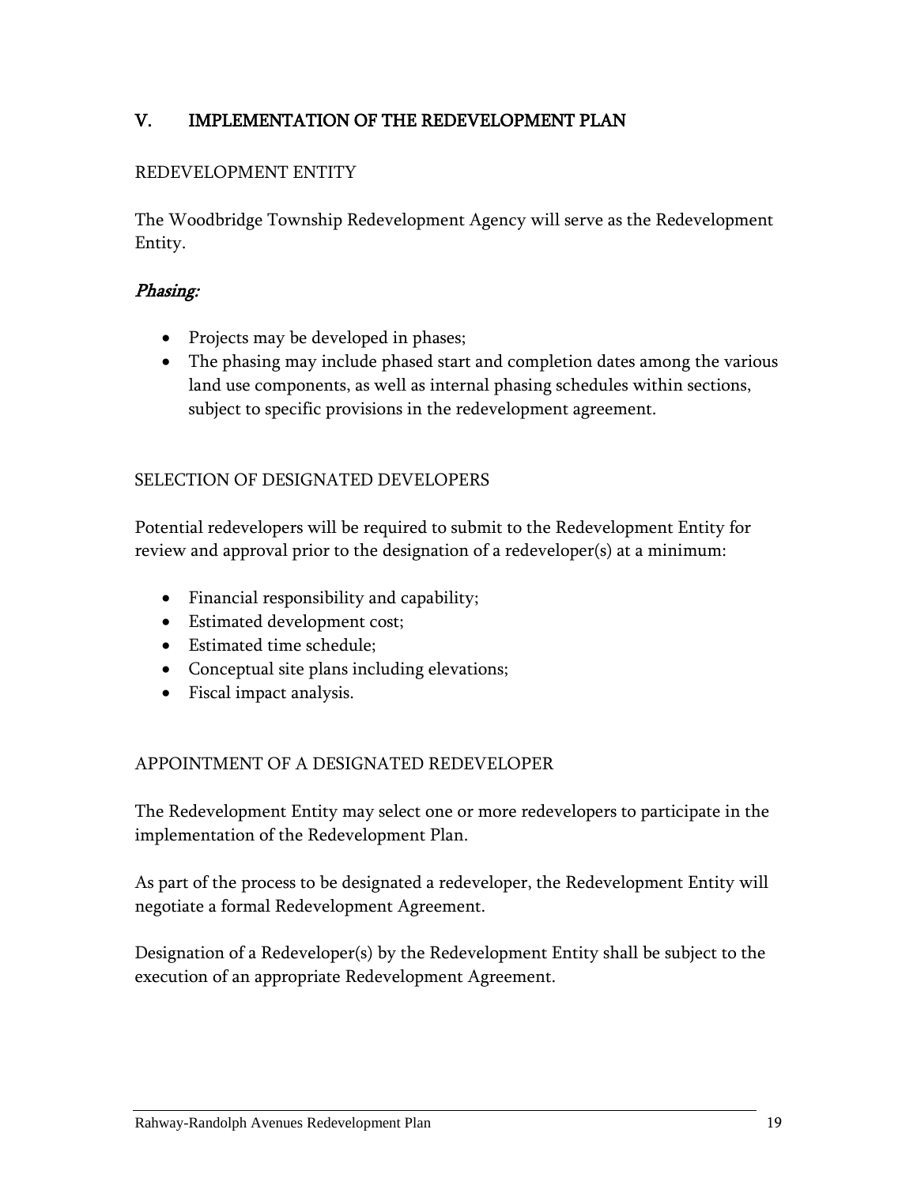## V. IMPLEMENTATION OF THE REDEVELOPMENT PLAN

### REDEVELOPMENT ENTITY

The Woodbridge Township Redevelopment Agency will serve as the Redevelopment Entity.

### *Phasing:*

- Projects may be developed in phases;
- The phasing may include phased start and completion dates among the various land use components, as well as internal phasing schedules within sections, subject to specific provisions in the redevelopment agreement.

### SELECTION OF DESIGNATED DEVELOPERS

Potential redevelopers will be required to submit to the Redevelopment Entity for review and approval prior to the designation of a redeveloper(s) at a minimum:

- Financial responsibility and capability;
- Estimated development cost;
- Estimated time schedule;
- Conceptual site plans including elevations;
- Fiscal impact analysis.

### APPOINTMENT OF A DESIGNATED REDEVELOPER

The Redevelopment Entity may select one or more redevelopers to participate in the implementation of the Redevelopment Plan.

As part of the process to be designated a redeveloper, the Redevelopment Entity will negotiate a formal Redevelopment Agreement.

Designation of a Redeveloper(s) by the Redevelopment Entity shall be subject to the execution of an appropriate Redevelopment Agreement.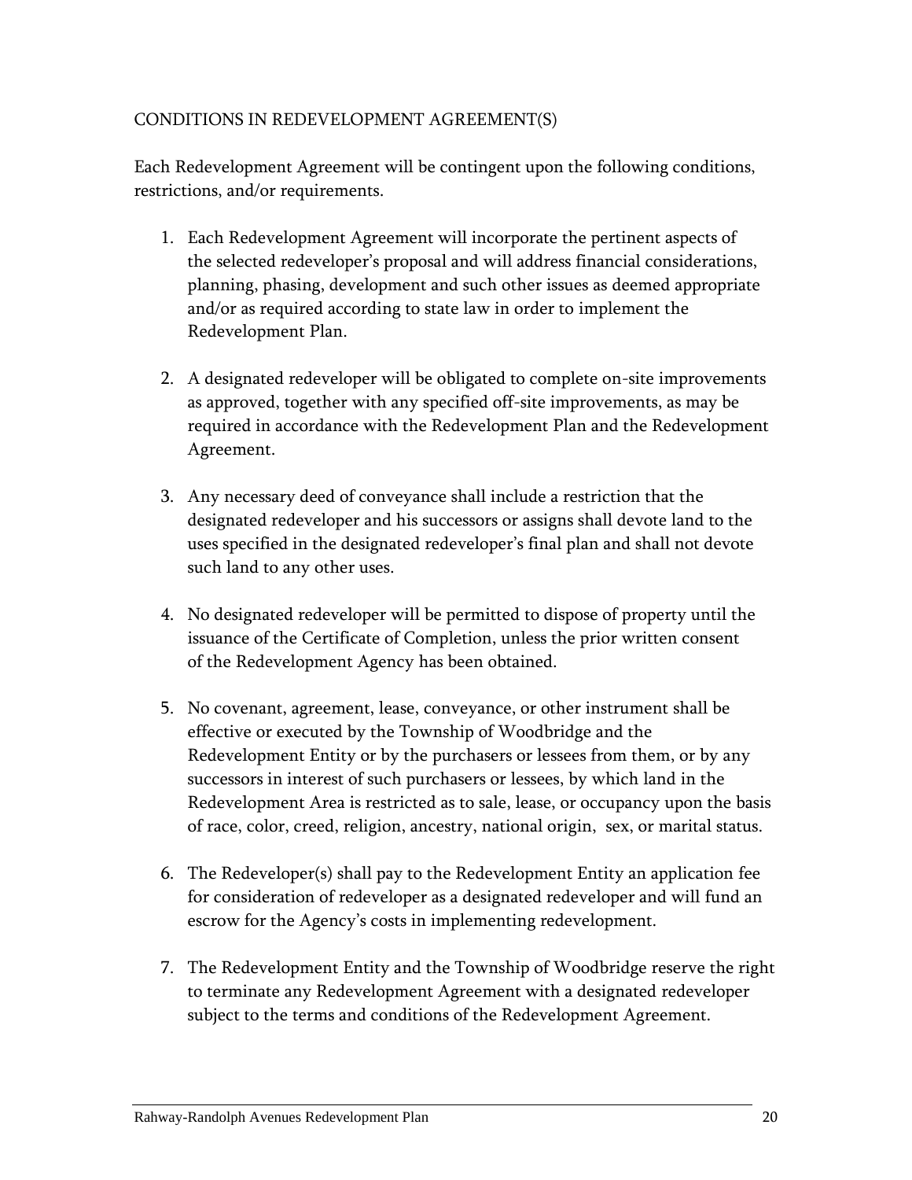## CONDITIONS IN REDEVELOPMENT AGREEMENT(S)

Each Redevelopment Agreement will be contingent upon the following conditions, restrictions, and/or requirements.

1. Each Redevelopment Agreement will incorporate the pertinent aspects of the selected redeveloper's proposal and will address financial considerations, planning, phasing, development and such other issues as deemed appropriate and/or as required according to state law in order to implement the Redevelopment Plan.

2. A designated redeveloper will be obligated to complete on-site improvements as approved, together with any specified off-site improvements, as may be required in accordance with the Redevelopment Plan and the Redevelopment Agreement.

3. Any necessary deed of conveyance shall include a restriction that the designated redeveloper and his successors or assigns shall devote land to the uses specified in the designated redeveloper's final plan and shall not devote such land to any other uses.

4. No designated redeveloper will be permitted to dispose of property until the issuance of the Certificate of Completion, unless the prior written consent of the Redevelopment Agency has been obtained.

5. No covenant, agreement, lease, conveyance, or other instrument shall be effective or executed by the Township of Woodbridge and the Redevelopment Entity or by the purchasers or lessees from them, or by any successors in interest of such purchasers or lessees, by which land in the Redevelopment Area is restricted as to sale, lease, or occupancy upon the basis of race, color, creed, religion, ancestry, national origin, sex, or marital status.

6. The Redeveloper(s) shall pay to the Redevelopment Entity an application fee for consideration of redeveloper as a designated redeveloper and will fund an escrow for the Agency's costs in implementing redevelopment.

7. The Redevelopment Entity and the Township of Woodbridge reserve the right to terminate any Redevelopment Agreement with a designated redeveloper subject to the terms and conditions of the Redevelopment Agreement.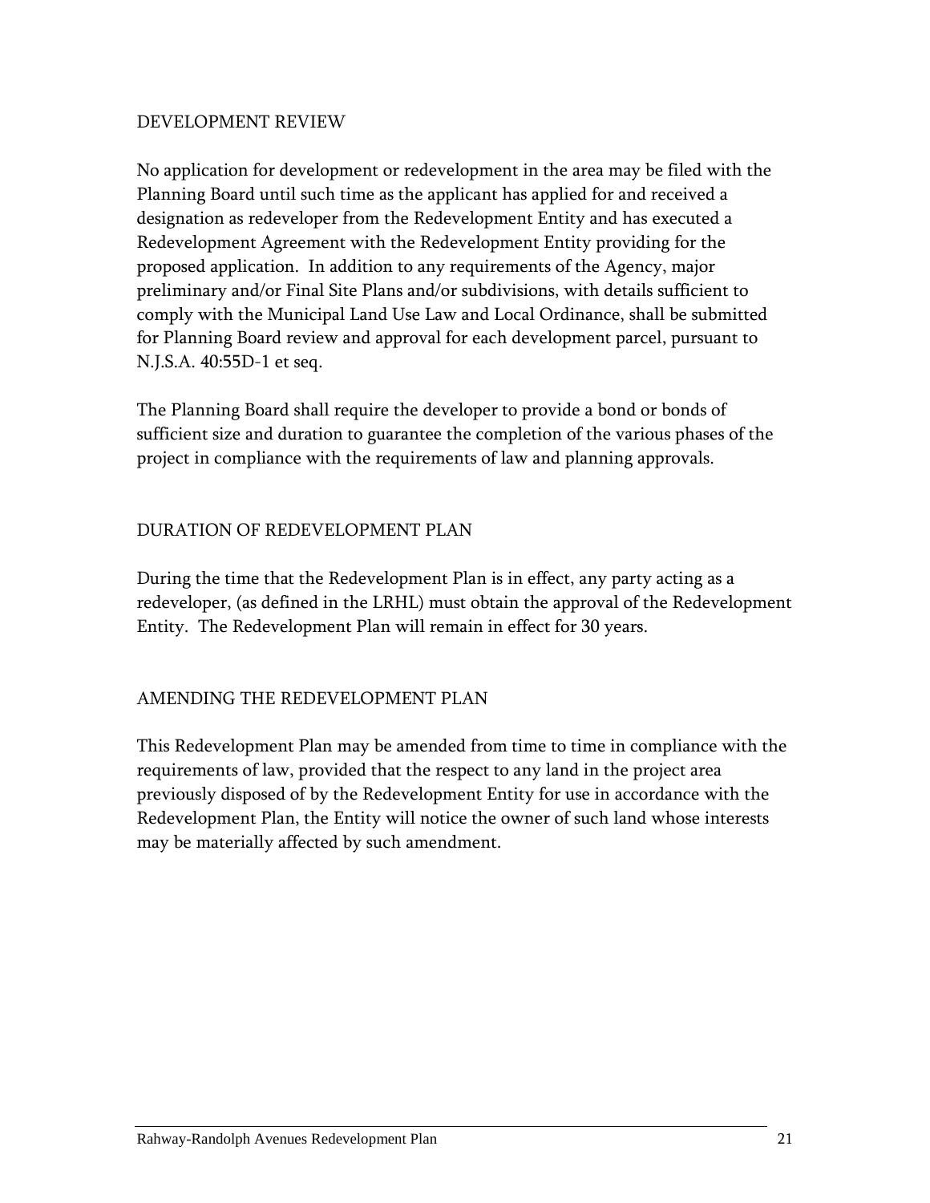## DEVELOPMENT REVIEW

No application for development or redevelopment in the area may be filed with the Planning Board until such time as the applicant has applied for and received a designation as redeveloper from the Redevelopment Entity and has executed a Redevelopment Agreement with the Redevelopment Entity providing for the proposed application. In addition to any requirements of the Agency, major preliminary and/or Final Site Plans and/or subdivisions, with details sufficient to comply with the Municipal Land Use Law and Local Ordinance, shall be submitted for Planning Board review and approval for each development parcel, pursuant to N.J.S.A. 40:55D-1 et seq.

The Planning Board shall require the developer to provide a bond or bonds of sufficient size and duration to guarantee the completion of the various phases of the project in compliance with the requirements of law and planning approvals.

## DURATION OF REDEVELOPMENT PLAN

During the time that the Redevelopment Plan is in effect, any party acting as a redeveloper, (as defined in the LRHL) must obtain the approval of the Redevelopment Entity. The Redevelopment Plan will remain in effect for 30 years.

## AMENDING THE REDEVELOPMENT PLAN

This Redevelopment Plan may be amended from time to time in compliance with the requirements of law, provided that the respect to any land in the project area previously disposed of by the Redevelopment Entity for use in accordance with the Redevelopment Plan, the Entity will notice the owner of such land whose interests may be materially affected by such amendment.